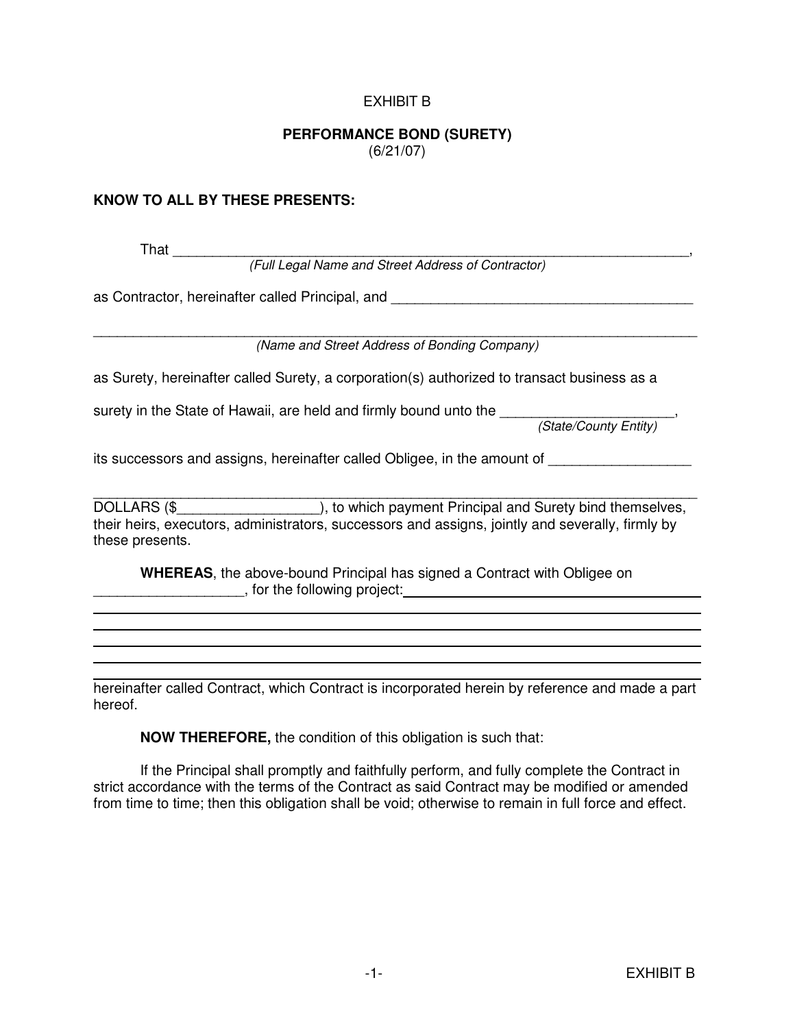EXHIBIT B

**PERFORMANCE BOND (SURETY)**
(6/21/07)

**KNOW TO ALL BY THESE PRESENTS:**

That ______________________________________________________________________,
*(Full Legal Name and Street Address of Contractor)*

as Contractor, hereinafter called Principal, and ________________________________________

________________________________________________________________________________
*(Name and Street Address of Bonding Company)*

as Surety, hereinafter called Surety, a corporation(s) authorized to transact business as a

surety in the State of Hawaii, are held and firmly bound unto the ______________________,
*(State/County Entity)*

its successors and assigns, hereinafter called Obligee, in the amount of __________________

________________________________________________________________________________
DOLLARS ($__________________), to which payment Principal and Surety bind themselves, their heirs, executors, administrators, successors and assigns, jointly and severally, firmly by these presents.

**WHEREAS**, the above-bound Principal has signed a Contract with Obligee on ___________________, for the following project:________________________________________

________________________________________________________________________________

________________________________________________________________________________

________________________________________________________________________________

________________________________________________________________________________

________________________________________________________________________________

hereinafter called Contract, which Contract is incorporated herein by reference and made a part hereof.

**NOW THEREFORE,** the condition of this obligation is such that:

If the Principal shall promptly and faithfully perform, and fully complete the Contract in strict accordance with the terms of the Contract as said Contract may be modified or amended from time to time; then this obligation shall be void; otherwise to remain in full force and effect.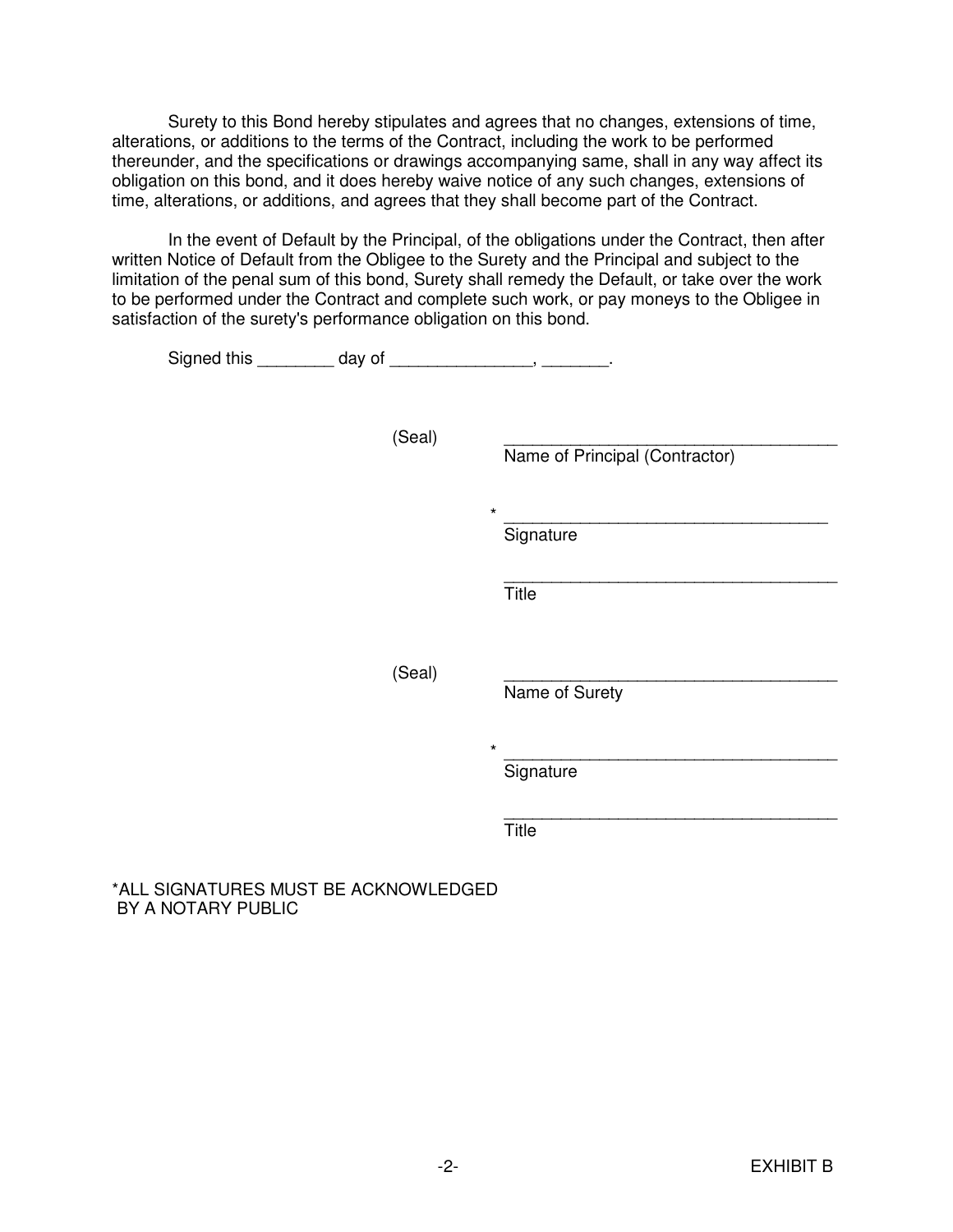Surety to this Bond hereby stipulates and agrees that no changes, extensions of time, alterations, or additions to the terms of the Contract, including the work to be performed thereunder, and the specifications or drawings accompanying same, shall in any way affect its obligation on this bond, and it does hereby waive notice of any such changes, extensions of time, alterations, or additions, and agrees that they shall become part of the Contract.

In the event of Default by the Principal, of the obligations under the Contract, then after written Notice of Default from the Obligee to the Surety and the Principal and subject to the limitation of the penal sum of this bond, Surety shall remedy the Default, or take over the work to be performed under the Contract and complete such work, or pay moneys to the Obligee in satisfaction of the surety's performance obligation on this bond.

Signed this ________ day of _______________, _______.

(Seal) ___________________________________
Name of Principal (Contractor)

\* ___________________________________
Signature

___________________________________
Title

(Seal) ___________________________________
Name of Surety

\* ___________________________________
Signature

___________________________________
Title

\*ALL SIGNATURES MUST BE ACKNOWLEDGED BY A NOTARY PUBLIC

EXHIBIT B